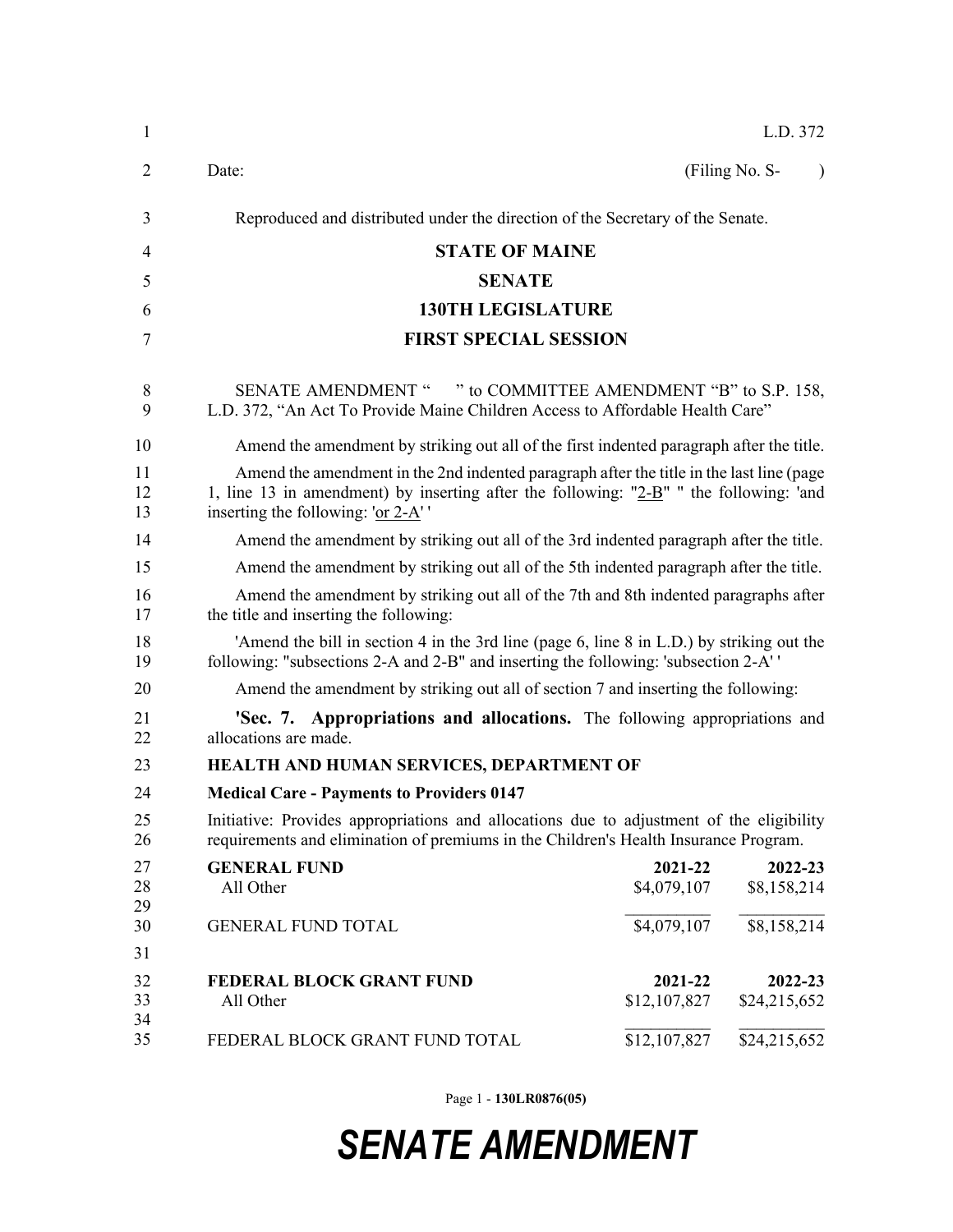L.D. 372

Date: (Filing No. S- )

Reproduced and distributed under the direction of the Secretary of the Senate.

**STATE OF MAINE**

**SENATE**

**130TH LEGISLATURE**

**FIRST SPECIAL SESSION**

SENATE AMENDMENT " " to COMMITTEE AMENDMENT "B" to S.P. 158, L.D. 372, "An Act To Provide Maine Children Access to Affordable Health Care"

Amend the amendment by striking out all of the first indented paragraph after the title.

Amend the amendment in the 2nd indented paragraph after the title in the last line (page 1, line 13 in amendment) by inserting after the following: "2-B" " the following: 'and inserting the following: 'or 2-A' '

Amend the amendment by striking out all of the 3rd indented paragraph after the title.

Amend the amendment by striking out all of the 5th indented paragraph after the title.

Amend the amendment by striking out all of the 7th and 8th indented paragraphs after the title and inserting the following:

'Amend the bill in section 4 in the 3rd line (page 6, line 8 in L.D.) by striking out the following: "subsections 2-A and 2-B" and inserting the following: 'subsection 2-A' '

Amend the amendment by striking out all of section 7 and inserting the following:

**'Sec. 7. Appropriations and allocations.** The following appropriations and allocations are made.

**HEALTH AND HUMAN SERVICES, DEPARTMENT OF**

**Medical Care - Payments to Providers 0147**

Initiative: Provides appropriations and allocations due to adjustment of the eligibility requirements and elimination of premiums in the Children's Health Insurance Program.

| **GENERAL FUND** | **2021-22** | **2022-23** |
|---|---|---|
| All Other | $4,079,107 | $8,158,214 |
| GENERAL FUND TOTAL | $4,079,107 | $8,158,214 |

| **FEDERAL BLOCK GRANT FUND** | **2021-22** | **2022-23** |
|---|---|---|
| All Other | $12,107,827 | $24,215,652 |
| FEDERAL BLOCK GRANT FUND TOTAL | $12,107,827 | $24,215,652 |

Page 1 - **130LR0876(05)**

***SENATE AMENDMENT***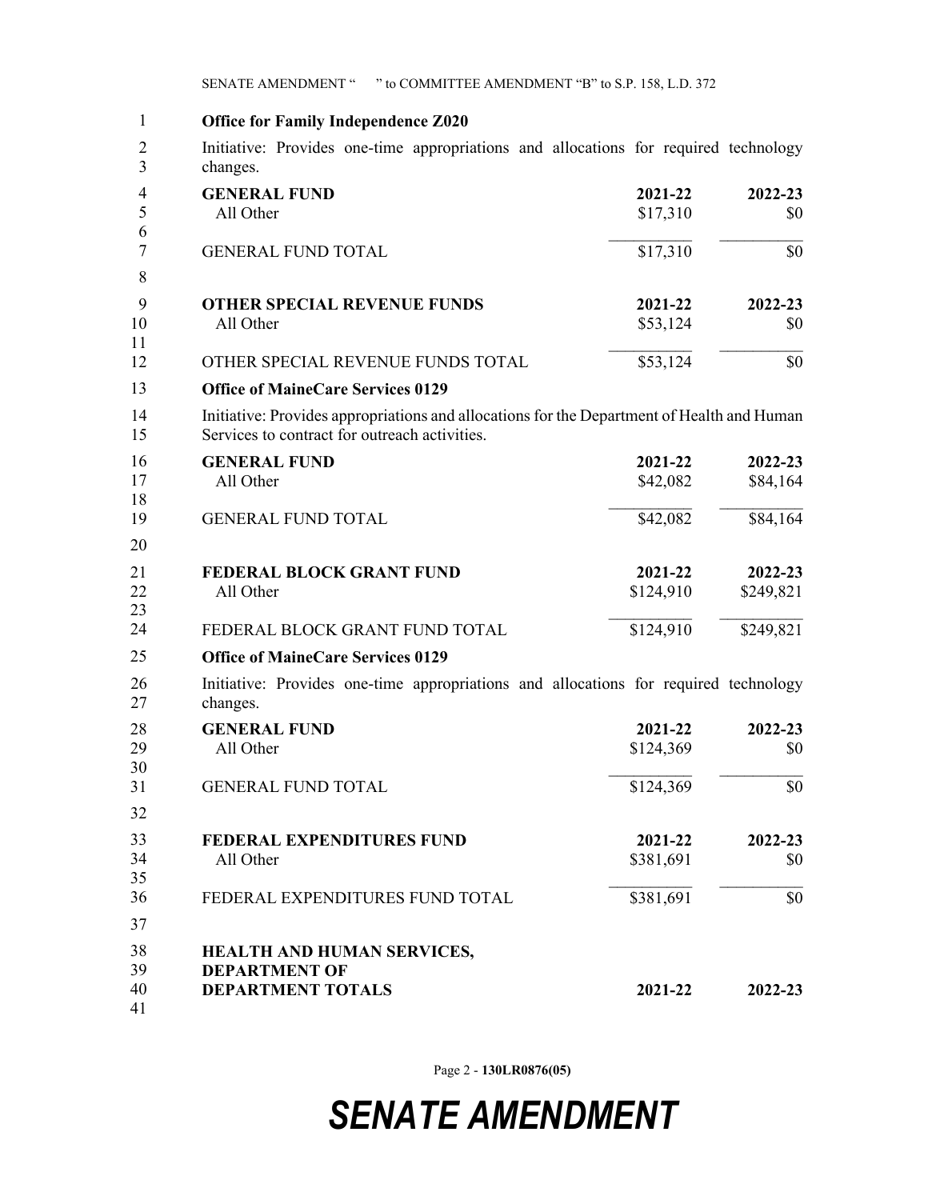**Office for Family Independence Z020**

Initiative: Provides one-time appropriations and allocations for required technology changes.

| GENERAL FUND | 2021-22 | 2022-23 |
|---|---|---|
| All Other | $17,310 | $0 |
| GENERAL FUND TOTAL | $17,310 | $0 |

| OTHER SPECIAL REVENUE FUNDS | 2021-22 | 2022-23 |
|---|---|---|
| All Other | $53,124 | $0 |
| OTHER SPECIAL REVENUE FUNDS TOTAL | $53,124 | $0 |

**Office of MaineCare Services 0129**

Initiative: Provides appropriations and allocations for the Department of Health and Human Services to contract for outreach activities.

| GENERAL FUND | 2021-22 | 2022-23 |
|---|---|---|
| All Other | $42,082 | $84,164 |
| GENERAL FUND TOTAL | $42,082 | $84,164 |

| FEDERAL BLOCK GRANT FUND | 2021-22 | 2022-23 |
|---|---|---|
| All Other | $124,910 | $249,821 |
| FEDERAL BLOCK GRANT FUND TOTAL | $124,910 | $249,821 |

**Office of MaineCare Services 0129**

Initiative: Provides one-time appropriations and allocations for required technology changes.

| GENERAL FUND | 2021-22 | 2022-23 |
|---|---|---|
| All Other | $124,369 | $0 |
| GENERAL FUND TOTAL | $124,369 | $0 |

| FEDERAL EXPENDITURES FUND | 2021-22 | 2022-23 |
|---|---|---|
| All Other | $381,691 | $0 |
| FEDERAL EXPENDITURES FUND TOTAL | $381,691 | $0 |

| HEALTH AND HUMAN SERVICES, DEPARTMENT OF DEPARTMENT TOTALS | 2021-22 | 2022-23 |
|---|---|---|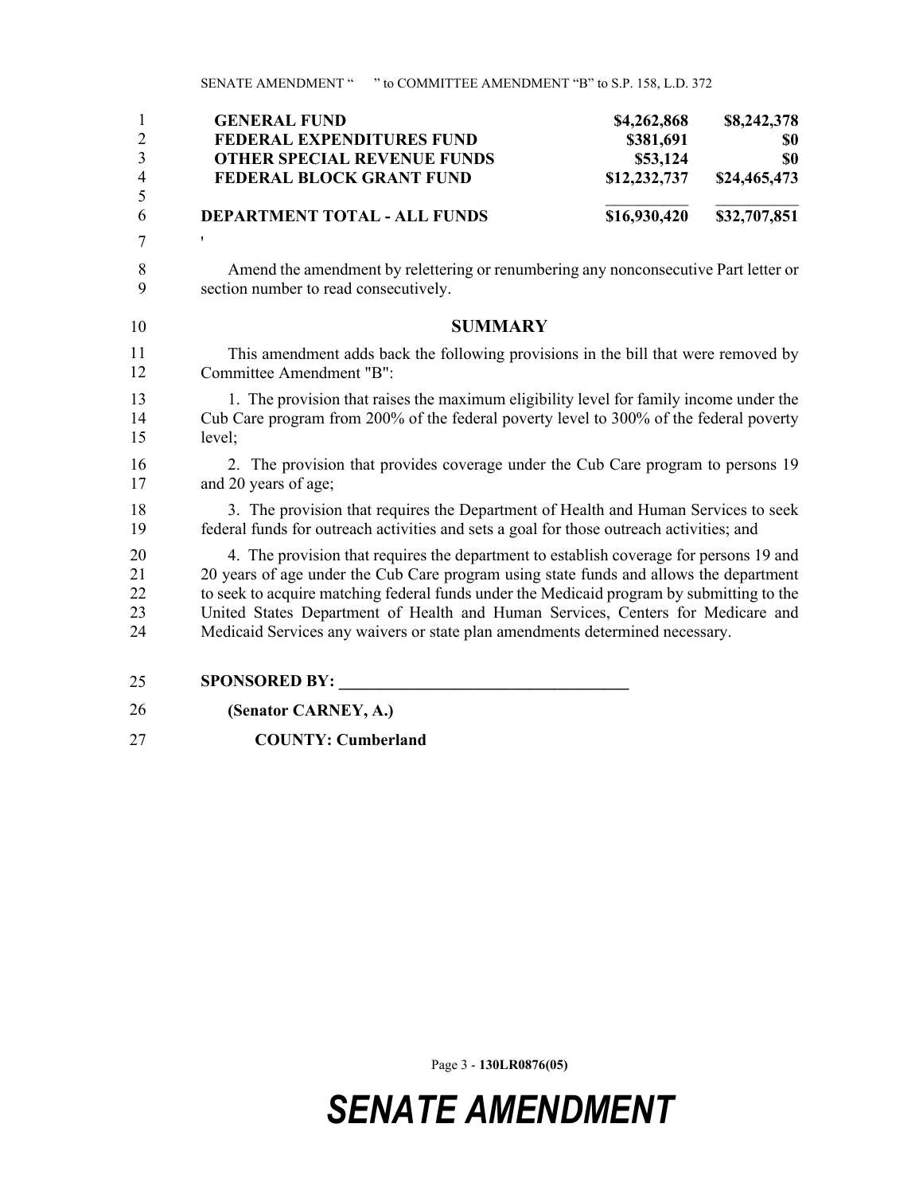| | | |
|---|---|---|
| **GENERAL FUND** | **$4,262,868** | **$8,242,378** |
| **FEDERAL EXPENDITURES FUND** | **$381,691** | **$0** |
| **OTHER SPECIAL REVENUE FUNDS** | **$53,124** | **$0** |
| **FEDERAL BLOCK GRANT FUND** | **$12,232,737** | **$24,465,473** |
| | __________ | __________ |
| **DEPARTMENT TOTAL - ALL FUNDS** | **$16,930,420** | **$32,707,851** |

'

Amend the amendment by relettering or renumbering any nonconsecutive Part letter or section number to read consecutively.

## SUMMARY

This amendment adds back the following provisions in the bill that were removed by Committee Amendment "B":

1. The provision that raises the maximum eligibility level for family income under the Cub Care program from 200% of the federal poverty level to 300% of the federal poverty level;

2. The provision that provides coverage under the Cub Care program to persons 19 and 20 years of age;

3. The provision that requires the Department of Health and Human Services to seek federal funds for outreach activities and sets a goal for those outreach activities; and

4. The provision that requires the department to establish coverage for persons 19 and 20 years of age under the Cub Care program using state funds and allows the department to seek to acquire matching federal funds under the Medicaid program by submitting to the United States Department of Health and Human Services, Centers for Medicare and Medicaid Services any waivers or state plan amendments determined necessary.

**SPONSORED BY: ___________________________________**

**(Senator CARNEY, A.)**

**COUNTY: Cumberland**